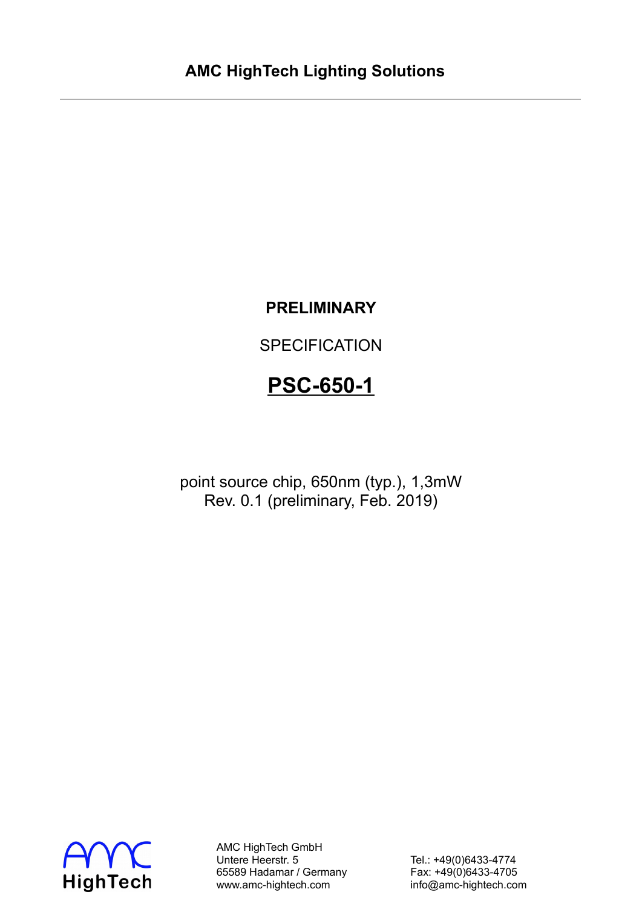**AMC HighTech Lighting Solutions**

---

**PRELIMINARY**

SPECIFICATION

# PSC-650-1

point source chip, 650nm (typ.), 1,3mW
Rev. 0.1 (preliminary, Feb. 2019)

AMC HighTech GmbH
Untere Heerstr. 5
65589 Hadamar / Germany
www.amc-hightech.com

Tel.: +49(0)6433-4774
Fax: +49(0)6433-4705
info@amc-hightech.com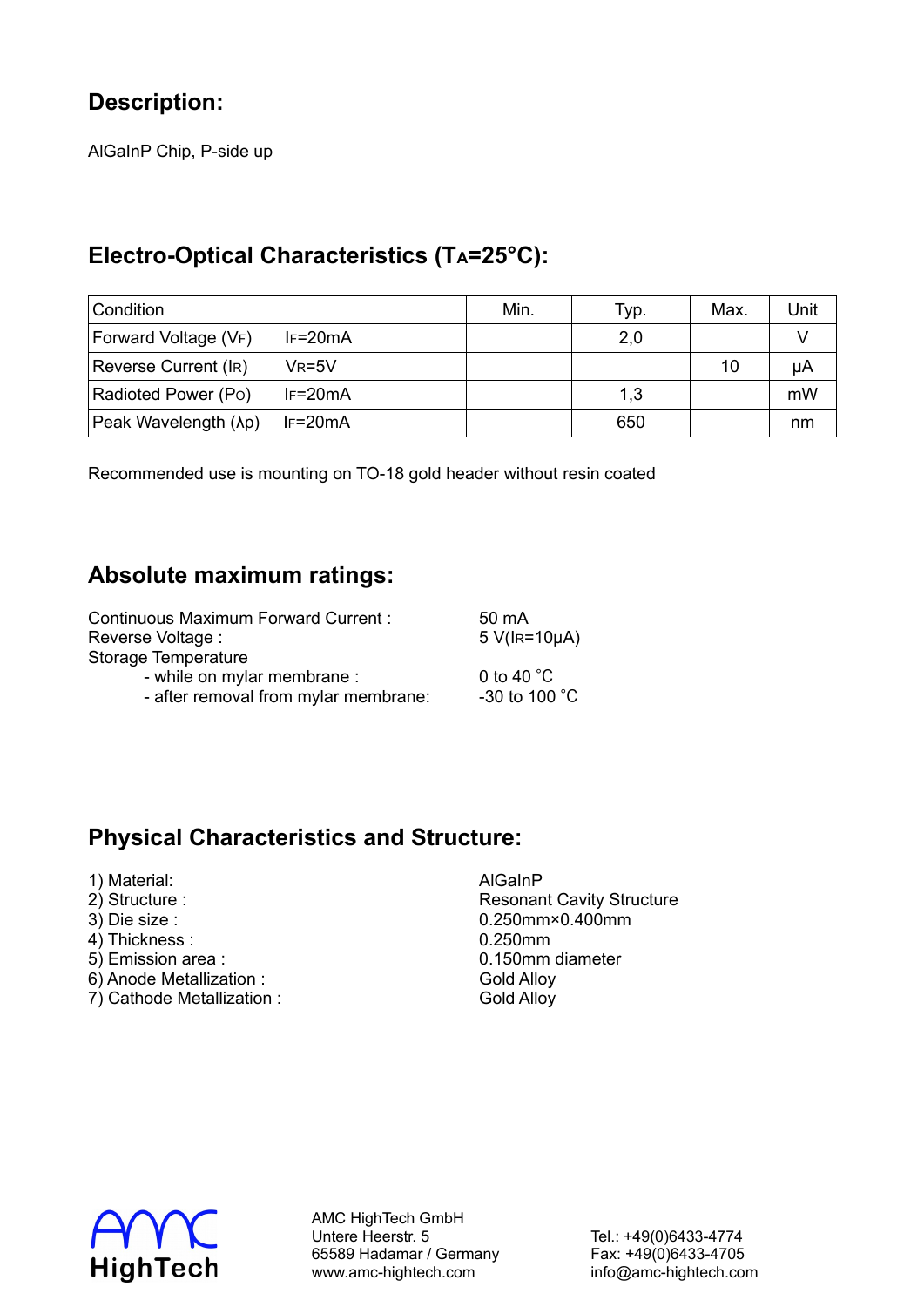## Description:

AlGaInP Chip, P-side up

## Electro-Optical Characteristics ($T_A$=25°C):

| Condition | | Min. | Typ. | Max. | Unit |
|---|---|---|---|---|---|
| Forward Voltage ($V_F$) | $I_F$=20mA | | 2,0 | | V |
| Reverse Current ($I_R$) | $V_R$=5V | | | 10 | μA |
| Radioted Power ($P_O$) | $I_F$=20mA | | 1,3 | | mW |
| Peak Wavelength (λp) | $I_F$=20mA | | 650 | | nm |

Recommended use is mounting on TO-18 gold header without resin coated

## Absolute maximum ratings:

Continuous Maximum Forward Current : 50 mA
Reverse Voltage : 5 V($I_R$=10μA)
Storage Temperature
- while on mylar membrane : 0 to 40 ˚C
- after removal from mylar membrane: -30 to 100 ˚C

## Physical Characteristics and Structure:

1) Material: AlGaInP
2) Structure : Resonant Cavity Structure
3) Die size : 0.250mm×0.400mm
4) Thickness : 0.250mm
5) Emission area : 0.150mm diameter
6) Anode Metallization : Gold Alloy
7) Cathode Metallization : Gold Alloy

AMC HighTech

AMC HighTech GmbH
Untere Heerstr. 5
65589 Hadamar / Germany
www.amc-hightech.com

Tel.: +49(0)6433-4774
Fax: +49(0)6433-4705
info@amc-hightech.com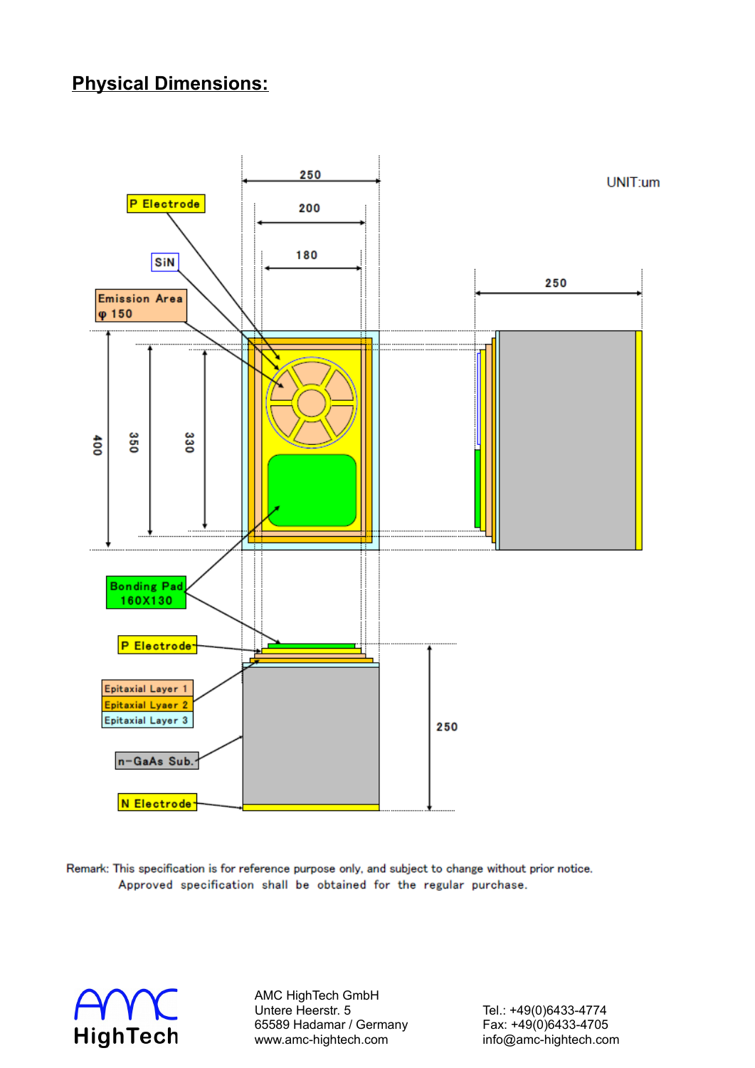## Physical Dimensions:

UNIT:um

250

200

180

250

P Electrode

SiN

Emission Area
φ 150

400

350

330

Bonding Pad
160X130

P Electrode

Epitaxial Layer 1

Epitaxial Lyaer 2

Epitaxial Layer 3

n-GaAs Sub.

N Electrode

250

Remark: This specification is for reference purpose only, and subject to change without prior notice.
Approved specification shall be obtained for the regular purchase.

AMC HighTech GmbH
Untere Heerstr. 5
65589 Hadamar / Germany
www.amc-hightech.com

Tel.: +49(0)6433-4774
Fax: +49(0)6433-4705
info@amc-hightech.com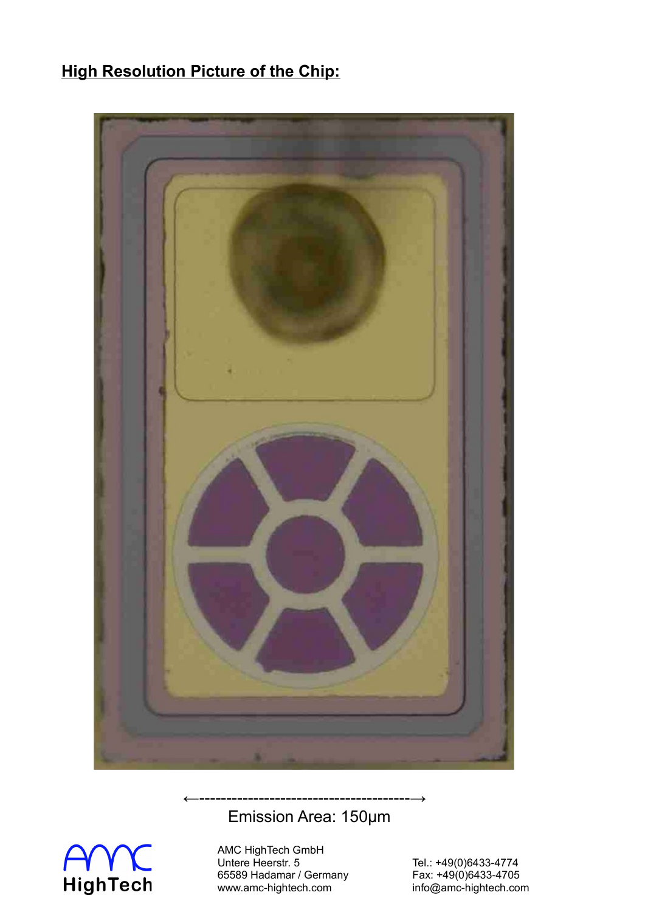## High Resolution Picture of the Chip:

←--------------------------------------→

Emission Area: 150μm

AMC HighTech GmbH
Untere Heerstr. 5
65589 Hadamar / Germany
www.amc-hightech.com

Tel.: +49(0)6433-4774
Fax: +49(0)6433-4705
info@amc-hightech.com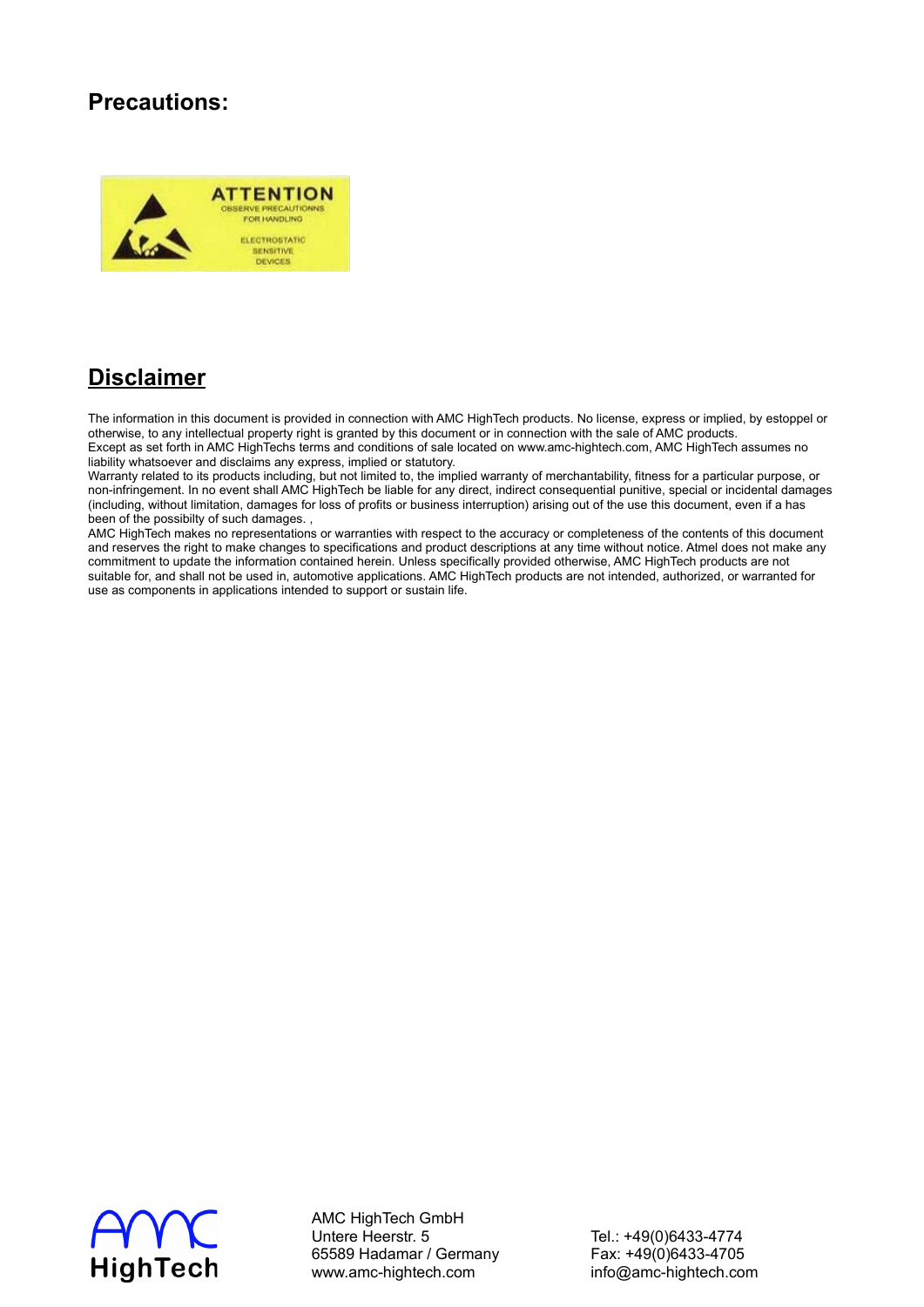## Precautions:

## Disclaimer

The information in this document is provided in connection with AMC HighTech products. No license, express or implied, by estoppel or otherwise, to any intellectual property right is granted by this document or in connection with the sale of AMC products.
Except as set forth in AMC HighTechs terms and conditions of sale located on www.amc-hightech.com, AMC HighTech assumes no liability whatsoever and disclaims any express, implied or statutory.
Warranty related to its products including, but not limited to, the implied warranty of merchantability, fitness for a particular purpose, or non-infringement. In no event shall AMC HighTech be liable for any direct, indirect consequential punitive, special or incidental damages (including, without limitation, damages for loss of profits or business interruption) arising out of the use this document, even if a has been of the possibilty of such damages. ,
AMC HighTech makes no representations or warranties with respect to the accuracy or completeness of the contents of this document and reserves the right to make changes to specifications and product descriptions at any time without notice. Atmel does not make any commitment to update the information contained herein. Unless specifically provided otherwise, AMC HighTech products are not suitable for, and shall not be used in, automotive applications. AMC HighTech products are not intended, authorized, or warranted for use as components in applications intended to support or sustain life.